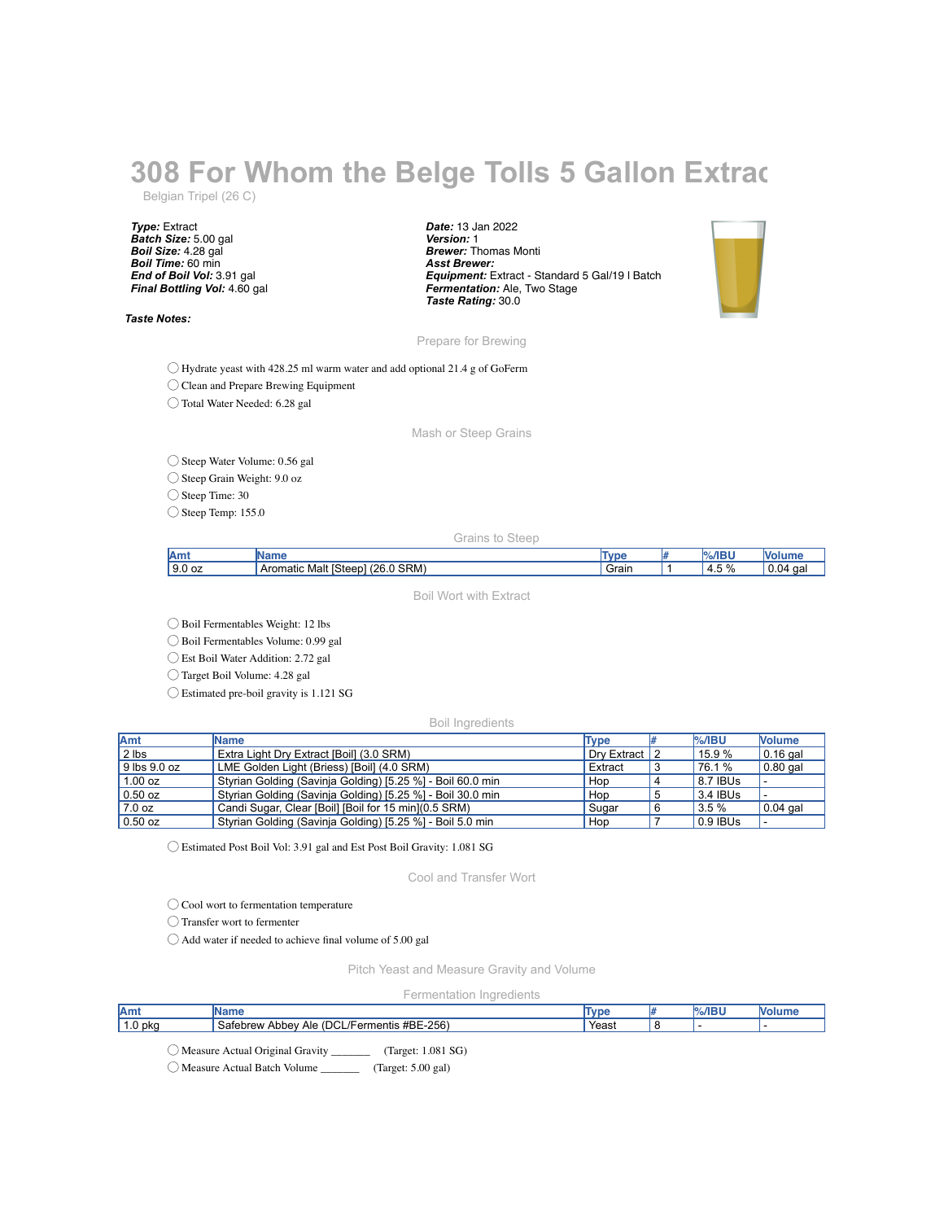# 308 For Whom the Belge Tolls 5 Gallon Extrac

Belgian Tripel (26 C)

***Type:*** Extract
***Batch Size:*** 5.00 gal
***Boil Size:*** 4.28 gal
***Boil Time:*** 60 min
***End of Boil Vol:*** 3.91 gal
***Final Bottling Vol:*** 4.60 gal

***Date:*** 13 Jan 2022
***Version:*** 1
***Brewer:*** Thomas Monti
***Asst Brewer:***
***Equipment:*** Extract - Standard 5 Gal/19 l Batch
***Fermentation:*** Ale, Two Stage
***Taste Rating:*** 30.0

***Taste Notes:***

## Prepare for Brewing

- ◯ Hydrate yeast with 428.25 ml warm water and add optional 21.4 g of GoFerm
- ◯ Clean and Prepare Brewing Equipment
- ◯ Total Water Needed: 6.28 gal

## Mash or Steep Grains

- ◯ Steep Water Volume: 0.56 gal
- ◯ Steep Grain Weight: 9.0 oz
- ◯ Steep Time: 30
- ◯ Steep Temp: 155.0

### Grains to Steep

| Amt | Name | Type | # | %/IBU | Volume |
|---|---|---|---|---|---|
| 9.0 oz | Aromatic Malt [Steep] (26.0 SRM) | Grain | 1 | 4.5 % | 0.04 gal |

## Boil Wort with Extract

- ◯ Boil Fermentables Weight: 12 lbs
- ◯ Boil Fermentables Volume: 0.99 gal
- ◯ Est Boil Water Addition: 2.72 gal
- ◯ Target Boil Volume: 4.28 gal
- ◯ Estimated pre-boil gravity is 1.121 SG

### Boil Ingredients

| Amt | Name | Type | # | %/IBU | Volume |
|---|---|---|---|---|---|
| 2 lbs | Extra Light Dry Extract [Boil] (3.0 SRM) | Dry Extract | 2 | 15.9 % | 0.16 gal |
| 9 lbs 9.0 oz | LME Golden Light (Briess) [Boil] (4.0 SRM) | Extract | 3 | 76.1 % | 0.80 gal |
| 1.00 oz | Styrian Golding (Savinja Golding) [5.25 %] - Boil 60.0 min | Hop | 4 | 8.7 IBUs | - |
| 0.50 oz | Styrian Golding (Savinja Golding) [5.25 %] - Boil 30.0 min | Hop | 5 | 3.4 IBUs | - |
| 7.0 oz | Candi Sugar, Clear [Boil] [Boil for 15 min](0.5 SRM) | Sugar | 6 | 3.5 % | 0.04 gal |
| 0.50 oz | Styrian Golding (Savinja Golding) [5.25 %] - Boil 5.0 min | Hop | 7 | 0.9 IBUs | - |

- ◯ Estimated Post Boil Vol: 3.91 gal and Est Post Boil Gravity: 1.081 SG

## Cool and Transfer Wort

- ◯ Cool wort to fermentation temperature
- ◯ Transfer wort to fermenter
- ◯ Add water if needed to achieve final volume of 5.00 gal

## Pitch Yeast and Measure Gravity and Volume

### Fermentation Ingredients

| Amt | Name | Type | # | %/IBU | Volume |
|---|---|---|---|---|---|
| 1.0 pkg | Safebrew Abbey Ale (DCL/Fermentis #BE-256) | Yeast | 8 | - | - |

- ◯ Measure Actual Original Gravity _______ (Target: 1.081 SG)
- ◯ Measure Actual Batch Volume _______ (Target: 5.00 gal)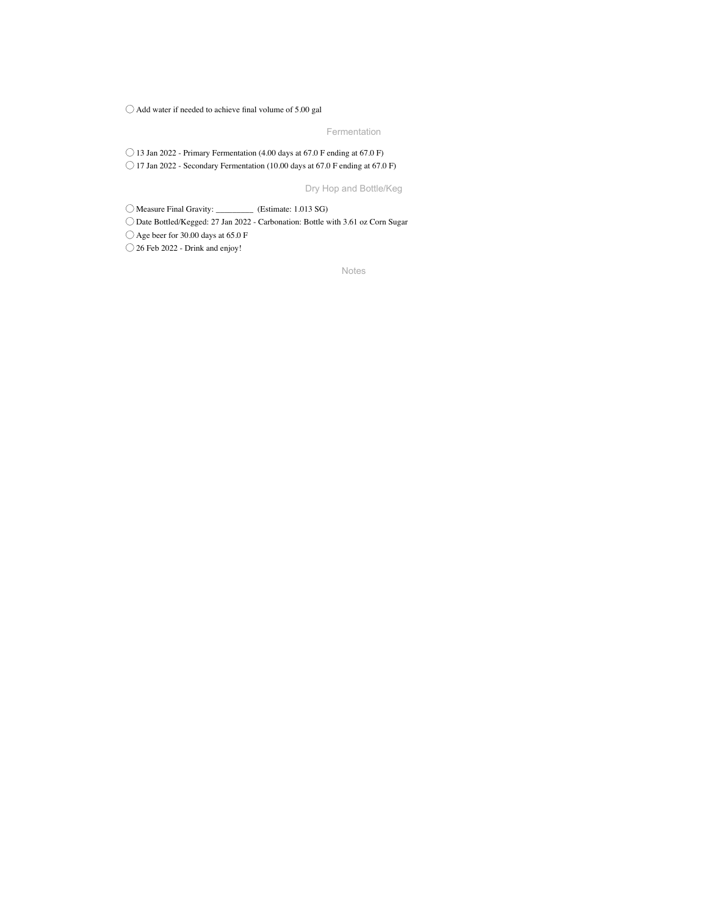◯ Add water if needed to achieve final volume of 5.00 gal

## Fermentation

◯ 13 Jan 2022 - Primary Fermentation (4.00 days at 67.0 F ending at 67.0 F)
◯ 17 Jan 2022 - Secondary Fermentation (10.00 days at 67.0 F ending at 67.0 F)

## Dry Hop and Bottle/Keg

◯ Measure Final Gravity: _________ (Estimate: 1.013 SG)
◯ Date Bottled/Kegged: 27 Jan 2022 - Carbonation: Bottle with 3.61 oz Corn Sugar
◯ Age beer for 30.00 days at 65.0 F
◯ 26 Feb 2022 - Drink and enjoy!

## Notes